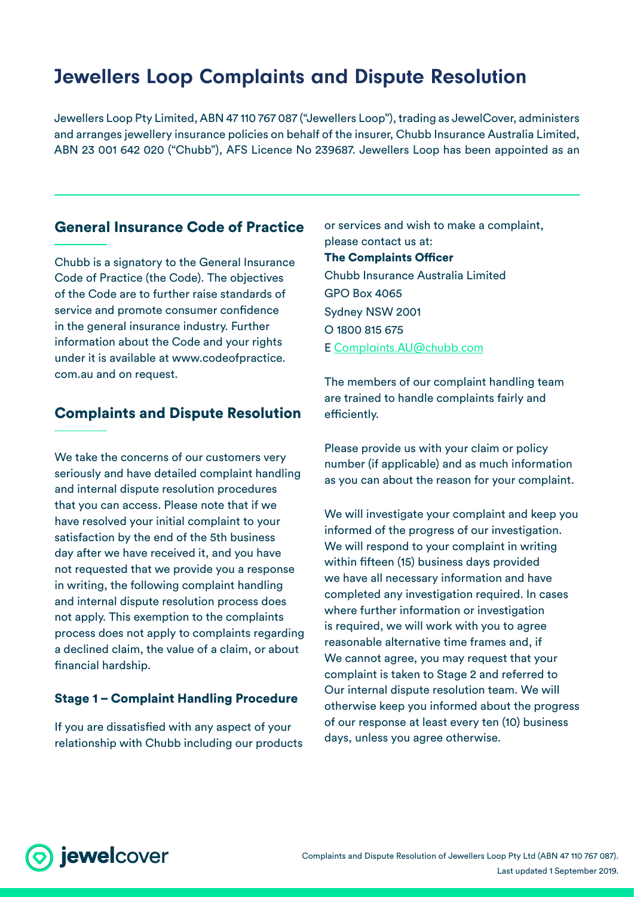# Jewellers Loop Complaints and Dispute Resolution

Jewellers Loop Pty Limited, ABN 47 110 767 087 ("Jewellers Loop"), trading as JewelCover, administers and arranges jewellery insurance policies on behalf of the insurer, Chubb Insurance Australia Limited, ABN 23 001 642 020 ("Chubb"), AFS Licence No 239687. Jewellers Loop has been appointed as an

## General Insurance Code of Practice

Chubb is a signatory to the General Insurance Code of Practice (the Code). The objectives of the Code are to further raise standards of service and promote consumer confidence in the general insurance industry. Further information about the Code and your rights under it is available at www.codeofpractice.com.au and on request.

## Complaints and Dispute Resolution

We take the concerns of our customers very seriously and have detailed complaint handling and internal dispute resolution procedures that you can access. Please note that if we have resolved your initial complaint to your satisfaction by the end of the 5th business day after we have received it, and you have not requested that we provide you a response in writing, the following complaint handling and internal dispute resolution process does not apply. This exemption to the complaints process does not apply to complaints regarding a declined claim, the value of a claim, or about financial hardship.

### Stage 1 – Complaint Handling Procedure

If you are dissatisfied with any aspect of your relationship with Chubb including our products or services and wish to make a complaint, please contact us at:

**The Complaints Officer**
Chubb Insurance Australia Limited
GPO Box 4065
Sydney NSW 2001
O 1800 815 675
E Complaints.AU@chubb.com

The members of our complaint handling team are trained to handle complaints fairly and efficiently.

Please provide us with your claim or policy number (if applicable) and as much information as you can about the reason for your complaint.

We will investigate your complaint and keep you informed of the progress of our investigation. We will respond to your complaint in writing within fifteen (15) business days provided we have all necessary information and have completed any investigation required. In cases where further information or investigation is required, we will work with you to agree reasonable alternative time frames and, if We cannot agree, you may request that your complaint is taken to Stage 2 and referred to Our internal dispute resolution team. We will otherwise keep you informed about the progress of our response at least every ten (10) business days, unless you agree otherwise.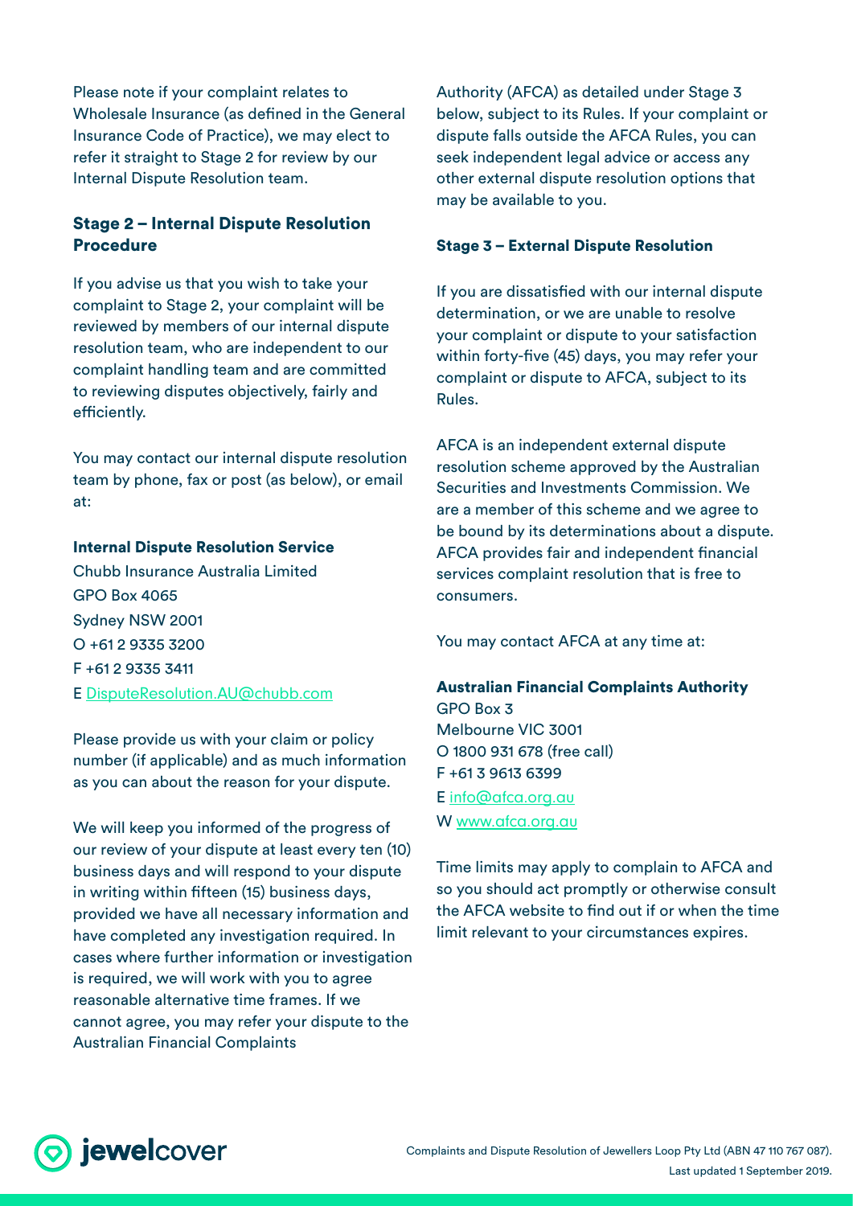Please note if your complaint relates to Wholesale Insurance (as defined in the General Insurance Code of Practice), we may elect to refer it straight to Stage 2 for review by our Internal Dispute Resolution team.

## Stage 2 – Internal Dispute Resolution Procedure

If you advise us that you wish to take your complaint to Stage 2, your complaint will be reviewed by members of our internal dispute resolution team, who are independent to our complaint handling team and are committed to reviewing disputes objectively, fairly and efficiently.

You may contact our internal dispute resolution team by phone, fax or post (as below), or email at:

**Internal Dispute Resolution Service**
Chubb Insurance Australia Limited
GPO Box 4065
Sydney NSW 2001
O +61 2 9335 3200
F +61 2 9335 3411
E DisputeResolution.AU@chubb.com

Please provide us with your claim or policy number (if applicable) and as much information as you can about the reason for your dispute.

We will keep you informed of the progress of our review of your dispute at least every ten (10) business days and will respond to your dispute in writing within fifteen (15) business days, provided we have all necessary information and have completed any investigation required. In cases where further information or investigation is required, we will work with you to agree reasonable alternative time frames. If we cannot agree, you may refer your dispute to the Australian Financial Complaints Authority (AFCA) as detailed under Stage 3 below, subject to its Rules. If your complaint or dispute falls outside the AFCA Rules, you can seek independent legal advice or access any other external dispute resolution options that may be available to you.

### Stage 3 – External Dispute Resolution

If you are dissatisfied with our internal dispute determination, or we are unable to resolve your complaint or dispute to your satisfaction within forty-five (45) days, you may refer your complaint or dispute to AFCA, subject to its Rules.

AFCA is an independent external dispute resolution scheme approved by the Australian Securities and Investments Commission. We are a member of this scheme and we agree to be bound by its determinations about a dispute. AFCA provides fair and independent financial services complaint resolution that is free to consumers.

You may contact AFCA at any time at:

**Australian Financial Complaints Authority**
GPO Box 3
Melbourne VIC 3001
O 1800 931 678 (free call)
F +61 3 9613 6399
E info@afca.org.au
W www.afca.org.au

Time limits may apply to complain to AFCA and so you should act promptly or otherwise consult the AFCA website to find out if or when the time limit relevant to your circumstances expires.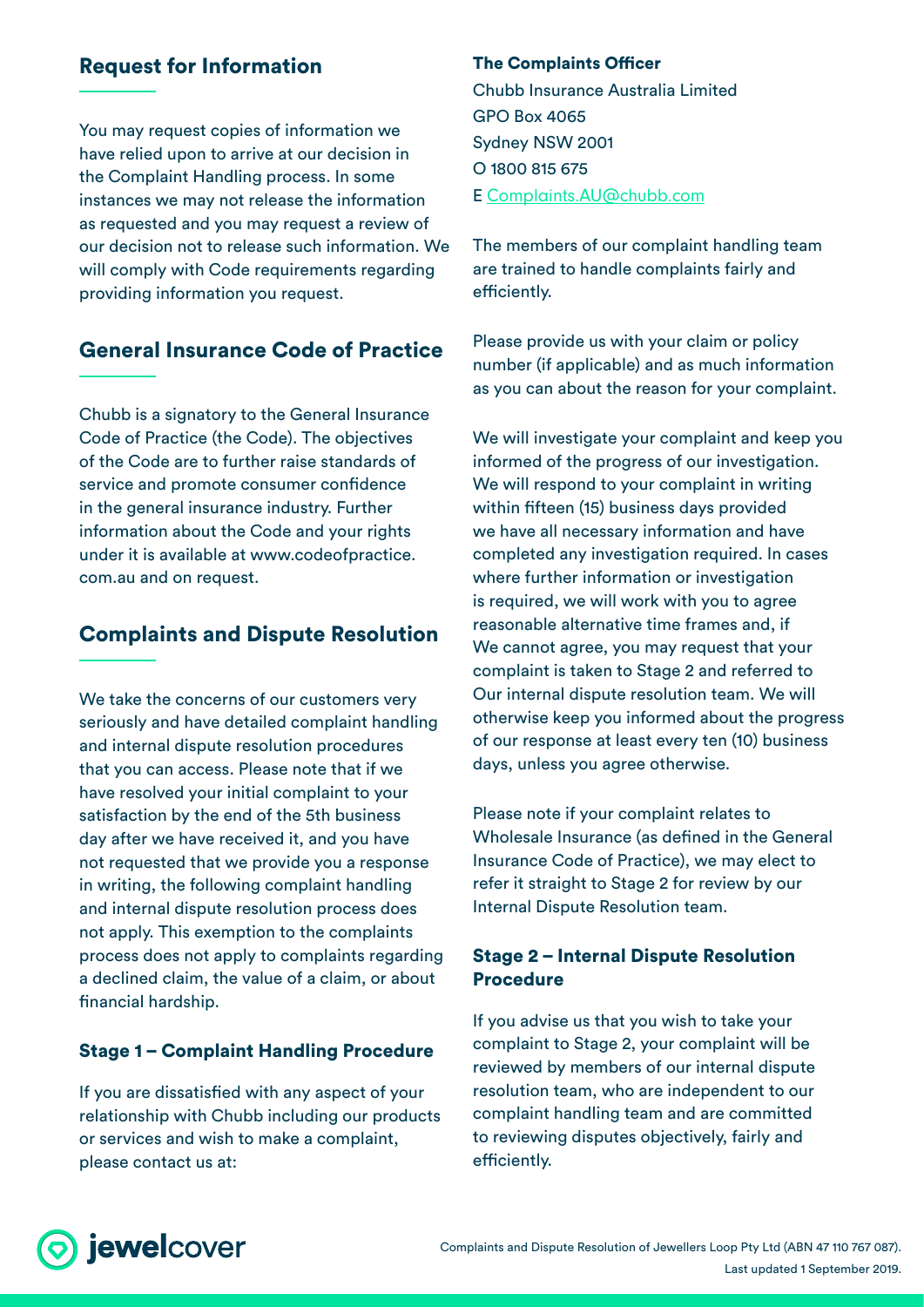## Request for Information

You may request copies of information we have relied upon to arrive at our decision in the Complaint Handling process. In some instances we may not release the information as requested and you may request a review of our decision not to release such information. We will comply with Code requirements regarding providing information you request.

## General Insurance Code of Practice

Chubb is a signatory to the General Insurance Code of Practice (the Code). The objectives of the Code are to further raise standards of service and promote consumer confidence in the general insurance industry. Further information about the Code and your rights under it is available at www.codeofpractice.com.au and on request.

## Complaints and Dispute Resolution

We take the concerns of our customers very seriously and have detailed complaint handling and internal dispute resolution procedures that you can access. Please note that if we have resolved your initial complaint to your satisfaction by the end of the 5th business day after we have received it, and you have not requested that we provide you a response in writing, the following complaint handling and internal dispute resolution process does not apply. This exemption to the complaints process does not apply to complaints regarding a declined claim, the value of a claim, or about financial hardship.

### Stage 1 – Complaint Handling Procedure

If you are dissatisfied with any aspect of your relationship with Chubb including our products or services and wish to make a complaint, please contact us at:

**The Complaints Officer**
Chubb Insurance Australia Limited
GPO Box 4065
Sydney NSW 2001
O 1800 815 675
E Complaints.AU@chubb.com

The members of our complaint handling team are trained to handle complaints fairly and efficiently.

Please provide us with your claim or policy number (if applicable) and as much information as you can about the reason for your complaint.

We will investigate your complaint and keep you informed of the progress of our investigation. We will respond to your complaint in writing within fifteen (15) business days provided we have all necessary information and have completed any investigation required. In cases where further information or investigation is required, we will work with you to agree reasonable alternative time frames and, if We cannot agree, you may request that your complaint is taken to Stage 2 and referred to Our internal dispute resolution team. We will otherwise keep you informed about the progress of our response at least every ten (10) business days, unless you agree otherwise.

Please note if your complaint relates to Wholesale Insurance (as defined in the General Insurance Code of Practice), we may elect to refer it straight to Stage 2 for review by our Internal Dispute Resolution team.

### Stage 2 – Internal Dispute Resolution Procedure

If you advise us that you wish to take your complaint to Stage 2, your complaint will be reviewed by members of our internal dispute resolution team, who are independent to our complaint handling team and are committed to reviewing disputes objectively, fairly and efficiently.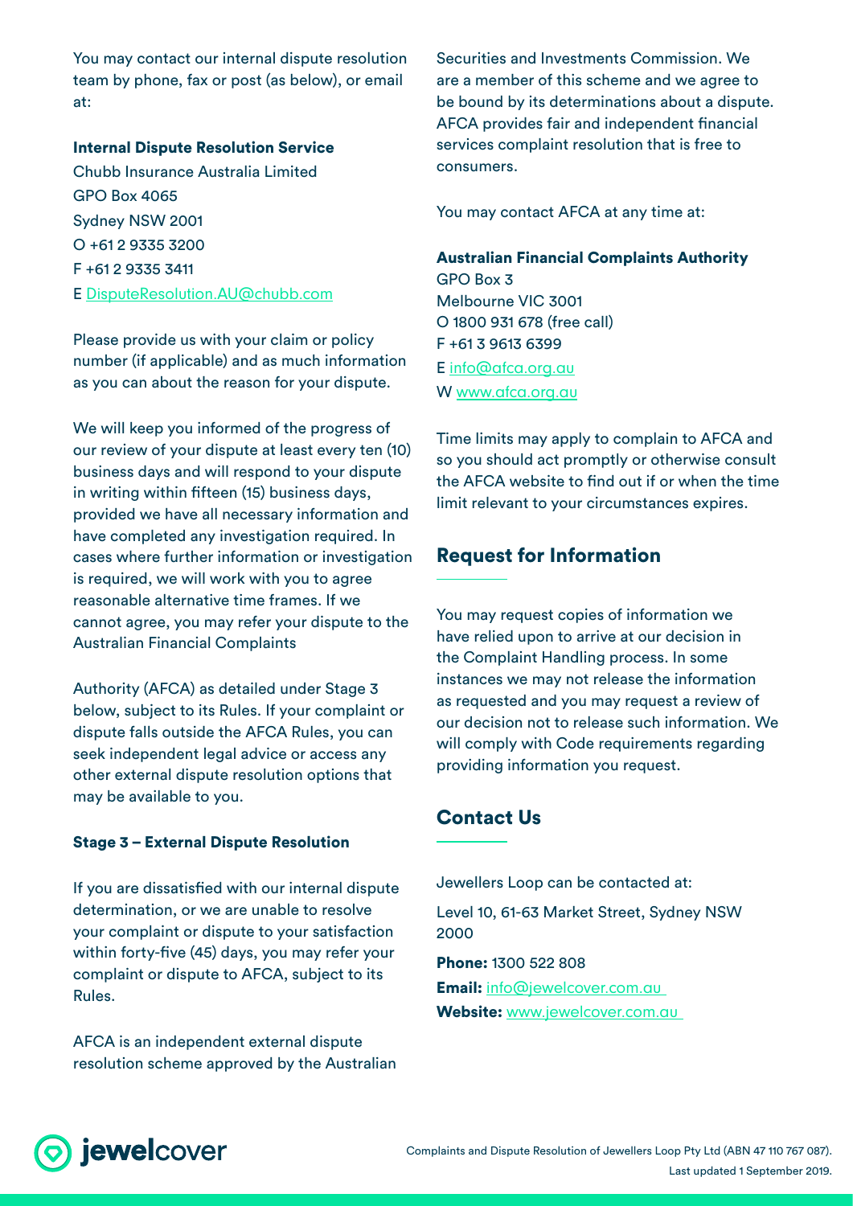You may contact our internal dispute resolution team by phone, fax or post (as below), or email at:

**Internal Dispute Resolution Service**

Chubb Insurance Australia Limited
GPO Box 4065
Sydney NSW 2001
O +61 2 9335 3200
F +61 2 9335 3411
E DisputeResolution.AU@chubb.com

Please provide us with your claim or policy number (if applicable) and as much information as you can about the reason for your dispute.

We will keep you informed of the progress of our review of your dispute at least every ten (10) business days and will respond to your dispute in writing within fifteen (15) business days, provided we have all necessary information and have completed any investigation required. In cases where further information or investigation is required, we will work with you to agree reasonable alternative time frames. If we cannot agree, you may refer your dispute to the Australian Financial Complaints

Authority (AFCA) as detailed under Stage 3 below, subject to its Rules. If your complaint or dispute falls outside the AFCA Rules, you can seek independent legal advice or access any other external dispute resolution options that may be available to you.

**Stage 3 – External Dispute Resolution**

If you are dissatisfied with our internal dispute determination, or we are unable to resolve your complaint or dispute to your satisfaction within forty-five (45) days, you may refer your complaint or dispute to AFCA, subject to its Rules.

AFCA is an independent external dispute resolution scheme approved by the Australian Securities and Investments Commission. We are a member of this scheme and we agree to be bound by its determinations about a dispute. AFCA provides fair and independent financial services complaint resolution that is free to consumers.

You may contact AFCA at any time at:

**Australian Financial Complaints Authority**

GPO Box 3
Melbourne VIC 3001
O 1800 931 678 (free call)
F +61 3 9613 6399
E info@afca.org.au
W www.afca.org.au

Time limits may apply to complain to AFCA and so you should act promptly or otherwise consult the AFCA website to find out if or when the time limit relevant to your circumstances expires.

## Request for Information

You may request copies of information we have relied upon to arrive at our decision in the Complaint Handling process. In some instances we may not release the information as requested and you may request a review of our decision not to release such information. We will comply with Code requirements regarding providing information you request.

## Contact Us

Jewellers Loop can be contacted at:

Level 10, 61-63 Market Street, Sydney NSW 2000

**Phone:** 1300 522 808
**Email:** info@jewelcover.com.au
**Website:** www.jewelcover.com.au

jewelcover

Complaints and Dispute Resolution of Jewellers Loop Pty Ltd (ABN 47 110 767 087).
Last updated 1 September 2019.